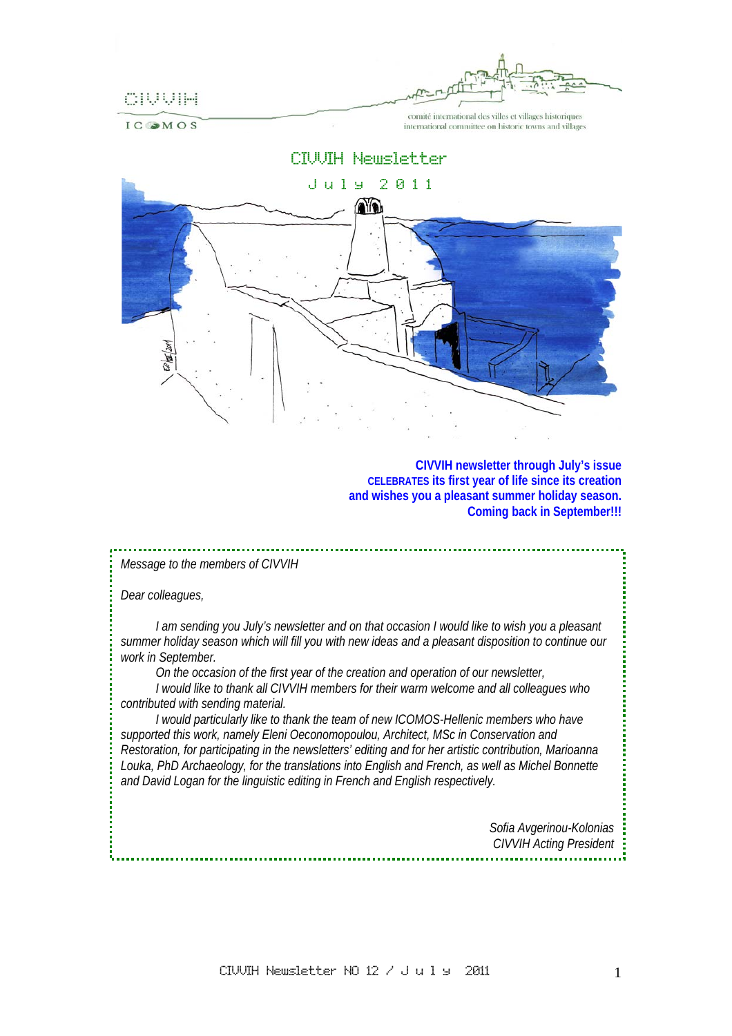CIVVIH

ICOMOS

comité international des villes et villages historiques
international committee on historic towns and villages

# CIVVIH Newsletter

## July 2011

**CIVVIH newsletter through July's issue**
**CELEBRATES its first year of life since its creation**
**and wishes you a pleasant summer holiday season.**
**Coming back in September!!!**

*Message to the members of CIVVIH*

*Dear colleagues,*

*I am sending you July's newsletter and on that occasion I would like to wish you a pleasant summer holiday season which will fill you with new ideas and a pleasant disposition to continue our work in September.*

*On the occasion of the first year of the creation and operation of our newsletter,*

*I would like to thank all CIVVIH members for their warm welcome and all colleagues who contributed with sending material.*

*I would particularly like to thank the team of new ICOMOS-Hellenic members who have supported this work, namely Eleni Oeconomopoulou, Architect, MSc in Conservation and Restoration, for participating in the newsletters' editing and for her artistic contribution, Marioanna Louka, PhD Archaeology, for the translations into English and French, as well as Michel Bonnette and David Logan for the linguistic editing in French and English respectively.*

*Sofia Avgerinou-Kolonias*
*CIVVIH Acting President*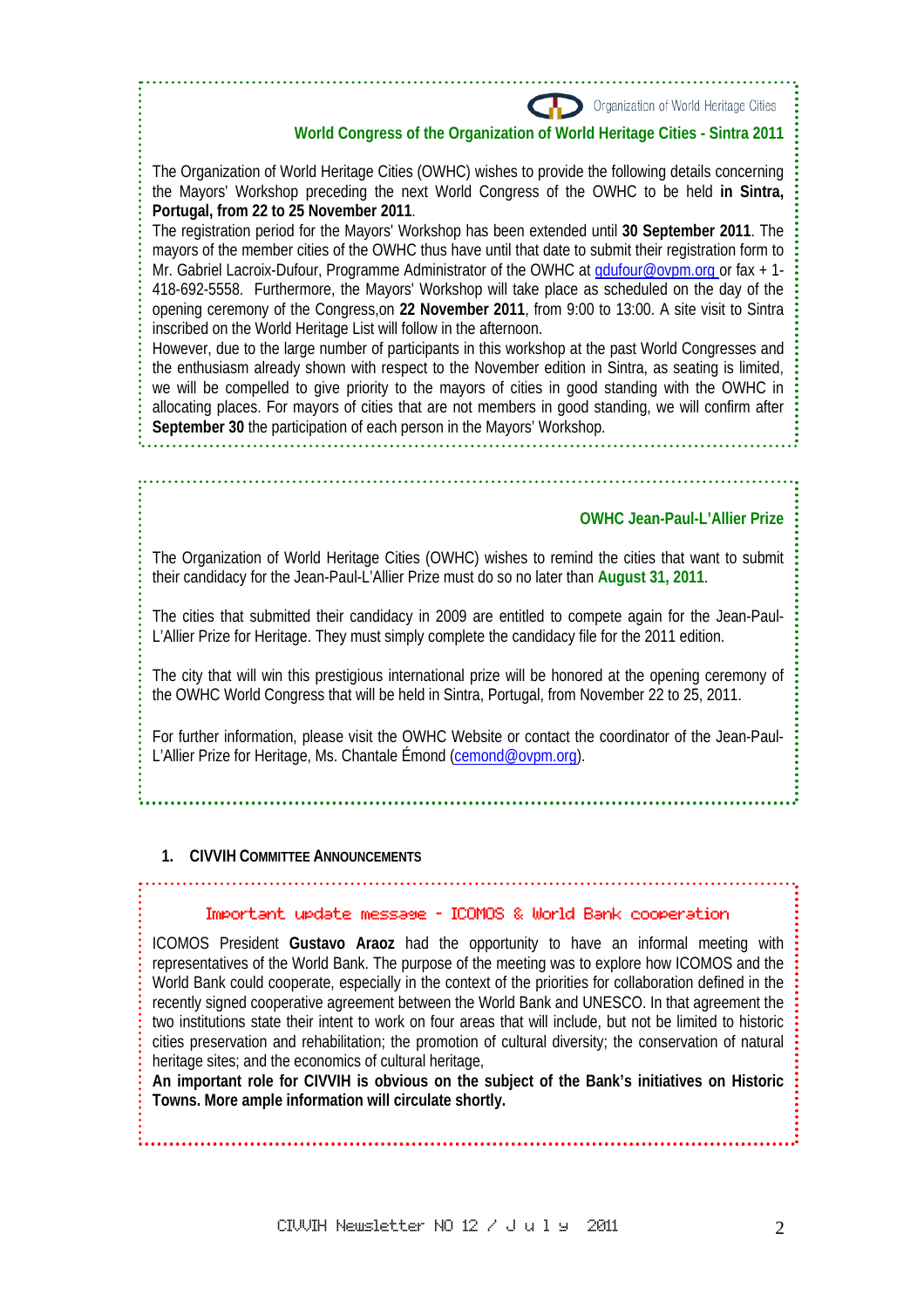Organization of World Heritage Cities

**World Congress of the Organization of World Heritage Cities - Sintra 2011**

The Organization of World Heritage Cities (OWHC) wishes to provide the following details concerning the Mayors' Workshop preceding the next World Congress of the OWHC to be held **in Sintra, Portugal, from 22 to 25 November 2011**.

The registration period for the Mayors' Workshop has been extended until **30 September 2011**. The mayors of the member cities of the OWHC thus have until that date to submit their registration form to Mr. Gabriel Lacroix-Dufour, Programme Administrator of the OWHC at gdufour@ovpm.org or fax + 1-418-692-5558. Furthermore, the Mayors' Workshop will take place as scheduled on the day of the opening ceremony of the Congress,on **22 November 2011**, from 9:00 to 13:00. A site visit to Sintra inscribed on the World Heritage List will follow in the afternoon.

However, due to the large number of participants in this workshop at the past World Congresses and the enthusiasm already shown with respect to the November edition in Sintra, as seating is limited, we will be compelled to give priority to the mayors of cities in good standing with the OWHC in allocating places. For mayors of cities that are not members in good standing, we will confirm after **September 30** the participation of each person in the Mayors' Workshop.

**OWHC Jean-Paul-L'Allier Prize**

The Organization of World Heritage Cities (OWHC) wishes to remind the cities that want to submit their candidacy for the Jean-Paul-L'Allier Prize must do so no later than **August 31, 2011**.

The cities that submitted their candidacy in 2009 are entitled to compete again for the Jean-Paul-L'Allier Prize for Heritage. They must simply complete the candidacy file for the 2011 edition.

The city that will win this prestigious international prize will be honored at the opening ceremony of the OWHC World Congress that will be held in Sintra, Portugal, from November 22 to 25, 2011.

For further information, please visit the OWHC Website or contact the coordinator of the Jean-Paul-L'Allier Prize for Heritage, Ms. Chantale Émond (cemond@ovpm.org).

## 1. CIVVIH Committee Announcements

**Important update message - ICOMOS & World Bank cooperation**

ICOMOS President **Gustavo Araoz** had the opportunity to have an informal meeting with representatives of the World Bank. The purpose of the meeting was to explore how ICOMOS and the World Bank could cooperate, especially in the context of the priorities for collaboration defined in the recently signed cooperative agreement between the World Bank and UNESCO. In that agreement the two institutions state their intent to work on four areas that will include, but not be limited to historic cities preservation and rehabilitation; the promotion of cultural diversity; the conservation of natural heritage sites; and the economics of cultural heritage,

**An important role for CIVVIH is obvious on the subject of the Bank's initiatives on Historic Towns. More ample information will circulate shortly.**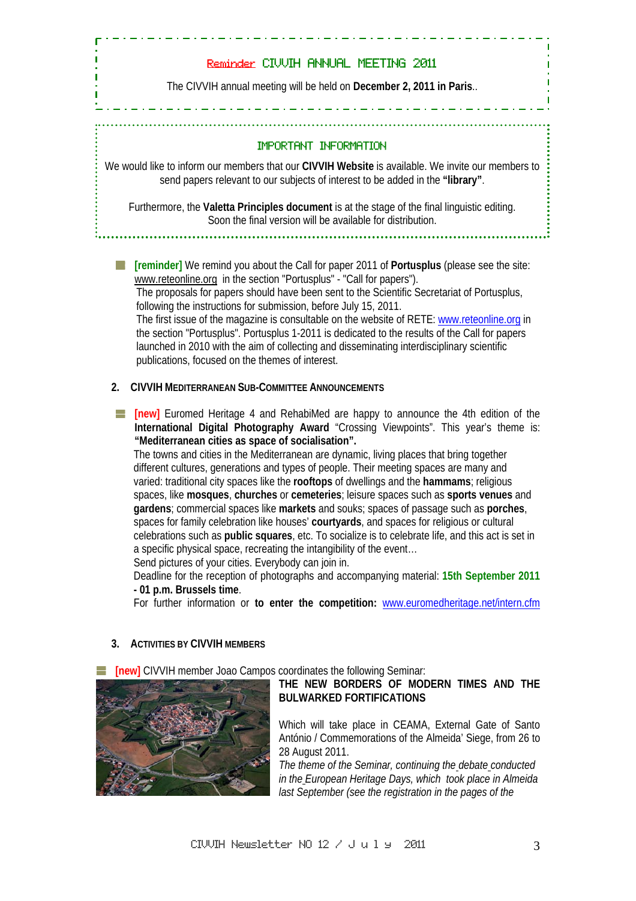**Reminder** CIVVIH ANNUAL MEETING 2011

The CIVVIH annual meeting will be held on **December 2, 2011 in Paris**..

IMPORTANT INFORMATION

We would like to inform our members that our **CIVVIH Website** is available. We invite our members to send papers relevant to our subjects of interest to be added in the **"library"**.

Furthermore, the **Valetta Principles document** is at the stage of the final linguistic editing. Soon the final version will be available for distribution.

- **[reminder]** We remind you about the Call for paper 2011 of **Portusplus** (please see the site: www.reteonline.org in the section "Portusplus" - "Call for papers").
  The proposals for papers should have been sent to the Scientific Secretariat of Portusplus, following the instructions for submission, before July 15, 2011.
  The first issue of the magazine is consultable on the website of RETE: www.reteonline.org in the section "Portusplus". Portusplus 1-2011 is dedicated to the results of the Call for papers launched in 2010 with the aim of collecting and disseminating interdisciplinary scientific publications, focused on the themes of interest.

## 2. CIVVIH Mediterranean Sub-Committee Announcements

- **[new]** Euromed Heritage 4 and RehabiMed are happy to announce the 4th edition of the **International Digital Photography Award** "Crossing Viewpoints". This year's theme is: **"Mediterranean cities as space of socialisation".**
  The towns and cities in the Mediterranean are dynamic, living places that bring together different cultures, generations and types of people. Their meeting spaces are many and varied: traditional city spaces like the **rooftops** of dwellings and the **hammams**; religious spaces, like **mosques**, **churches** or **cemeteries**; leisure spaces such as **sports venues** and **gardens**; commercial spaces like **markets** and souks; spaces of passage such as **porches**, spaces for family celebration like houses' **courtyards**, and spaces for religious or cultural celebrations such as **public squares**, etc. To socialize is to celebrate life, and this act is set in a specific physical space, recreating the intangibility of the event…
  Send pictures of your cities. Everybody can join in.
  Deadline for the reception of photographs and accompanying material: **15th September 2011 - 01 p.m. Brussels time**.
  For further information or **to enter the competition:** www.euromedheritage.net/intern.cfm

## 3. Activities by CIVVIH Members

- **[new]** CIVVIH member Joao Campos coordinates the following Seminar:

**THE NEW BORDERS OF MODERN TIMES AND THE BULWARKED FORTIFICATIONS**

Which will take place in CEAMA, External Gate of Santo António / Commemorations of the Almeida' Siege, from 26 to 28 August 2011.

*The theme of the Seminar, continuing the debate conducted in the European Heritage Days, which took place in Almeida last September (see the registration in the pages of the*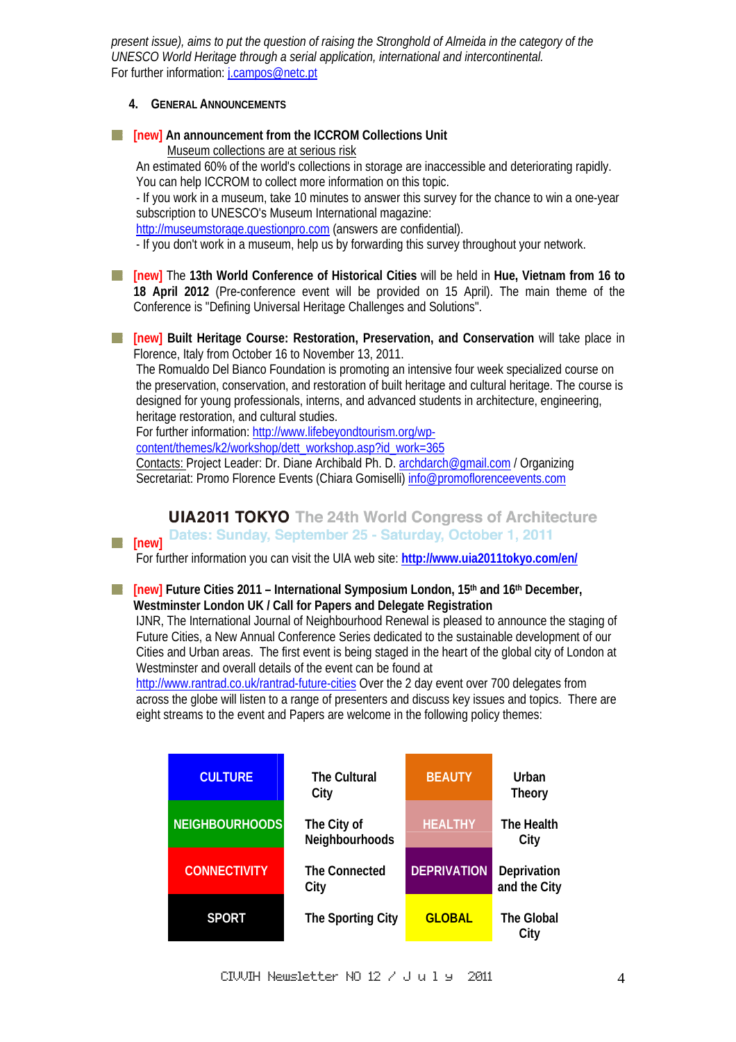*present issue), aims to put the question of raising the Stronghold of Almeida in the category of the UNESCO World Heritage through a serial application, international and intercontinental.*
For further information: j.campos@netc.pt

## 4. General Announcements

- **[new] An announcement from the ICCROM Collections Unit**

  Museum collections are at serious risk

  An estimated 60% of the world's collections in storage are inaccessible and deteriorating rapidly. You can help ICCROM to collect more information on this topic.
  - If you work in a museum, take 10 minutes to answer this survey for the chance to win a one-year subscription to UNESCO's Museum International magazine: http://museumstorage.questionpro.com (answers are confidential).
  - If you don't work in a museum, help us by forwarding this survey throughout your network.

- **[new]** The **13th World Conference of Historical Cities** will be held in **Hue, Vietnam from 16 to 18 April 2012** (Pre-conference event will be provided on 15 April). The main theme of the Conference is "Defining Universal Heritage Challenges and Solutions".

- **[new] Built Heritage Course: Restoration, Preservation, and Conservation** will take place in Florence, Italy from October 16 to November 13, 2011.
  The Romualdo Del Bianco Foundation is promoting an intensive four week specialized course on the preservation, conservation, and restoration of built heritage and cultural heritage. The course is designed for young professionals, interns, and advanced students in architecture, engineering, heritage restoration, and cultural studies.
  For further information: http://www.lifebeyondtourism.org/wp-content/themes/k2/workshop/dett_workshop.asp?id_work=365
  Contacts: Project Leader: Dr. Diane Archibald Ph. D. archdarch@gmail.com / Organizing Secretariat: Promo Florence Events (Chiara Gomiselli) info@promoflorenceevents.com

- **[new]** **UIA2011 TOKYO** The 24th World Congress of Architecture
  Dates: Sunday, September 25 - Saturday, October 1, 2011
  For further information you can visit the UIA web site: **http://www.uia2011tokyo.com/en/**

- **[new] Future Cities 2011 – International Symposium London, 15th and 16th December, Westminster London UK / Call for Papers and Delegate Registration**
  IJNR, The International Journal of Neighbourhood Renewal is pleased to announce the staging of Future Cities, a New Annual Conference Series dedicated to the sustainable development of our Cities and Urban areas. The first event is being staged in the heart of the global city of London at Westminster and overall details of the event can be found at http://www.rantrad.co.uk/rantrad-future-cities Over the 2 day event over 700 delegates from across the globe will listen to a range of presenters and discuss key issues and topics. There are eight streams to the event and Papers are welcome in the following policy themes:

| | | | |
|---|---|---|---|
| CULTURE | The Cultural City | BEAUTY | Urban Theory |
| NEIGHBOURHOODS | The City of Neighbourhoods | HEALTHY | The Health City |
| CONNECTIVITY | The Connected City | DEPRIVATION | Deprivation and the City |
| SPORT | The Sporting City | GLOBAL | The Global City |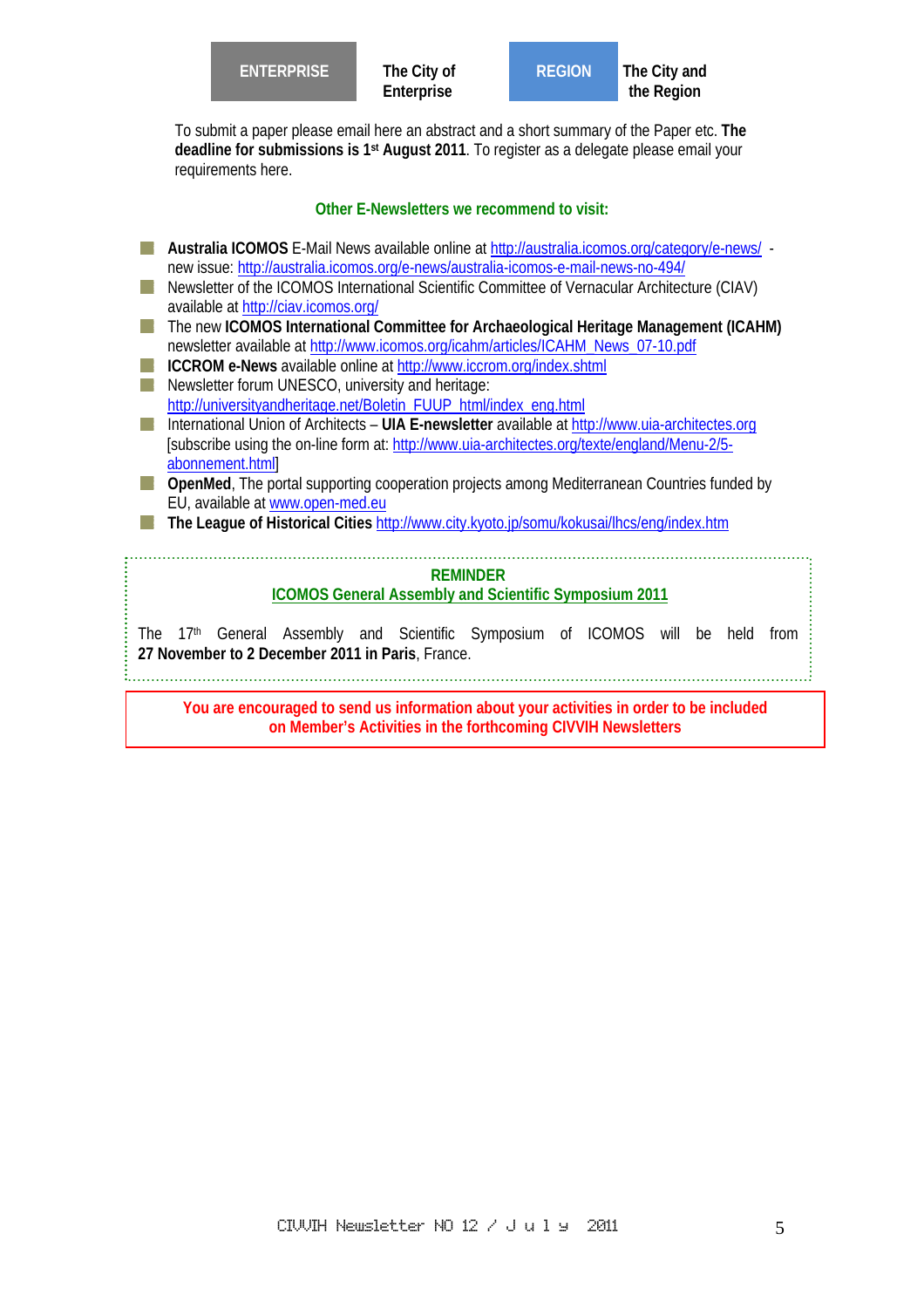| ENTERPRISE | The City of Enterprise | REGION | The City and the Region |
|---|---|---|---|

To submit a paper please email here an abstract and a short summary of the Paper etc. **The deadline for submissions is 1st August 2011**. To register as a delegate please email your requirements here.

**Other E-Newsletters we recommend to visit:**

- **Australia ICOMOS** E-Mail News available online at http://australia.icomos.org/category/e-news/ - new issue: http://australia.icomos.org/e-news/australia-icomos-e-mail-news-no-494/
- Newsletter of the ICOMOS International Scientific Committee of Vernacular Architecture (CIAV) available at http://ciav.icomos.org/
- The new **ICOMOS International Committee for Archaeological Heritage Management (ICAHM)** newsletter available at http://www.icomos.org/icahm/articles/ICAHM_News_07-10.pdf
- **ICCROM e-News** available online at http://www.iccrom.org/index.shtml
- Newsletter forum UNESCO, university and heritage: http://universityandheritage.net/Boletin_FUUP_html/index_eng.html
- International Union of Architects – **UIA E-newsletter** available at http://www.uia-architectes.org [subscribe using the on-line form at: http://www.uia-architectes.org/texte/england/Menu-2/5-abonnement.html]
- **OpenMed**, The portal supporting cooperation projects among Mediterranean Countries funded by EU, available at www.open-med.eu
- **The League of Historical Cities** http://www.city.kyoto.jp/somu/kokusai/lhcs/eng/index.htm

**REMINDER**

**ICOMOS General Assembly and Scientific Symposium 2011**

The 17th General Assembly and Scientific Symposium of ICOMOS will be held from **27 November to 2 December 2011 in Paris**, France.

**You are encouraged to send us information about your activities in order to be included on Member's Activities in the forthcoming CIVVIH Newsletters**